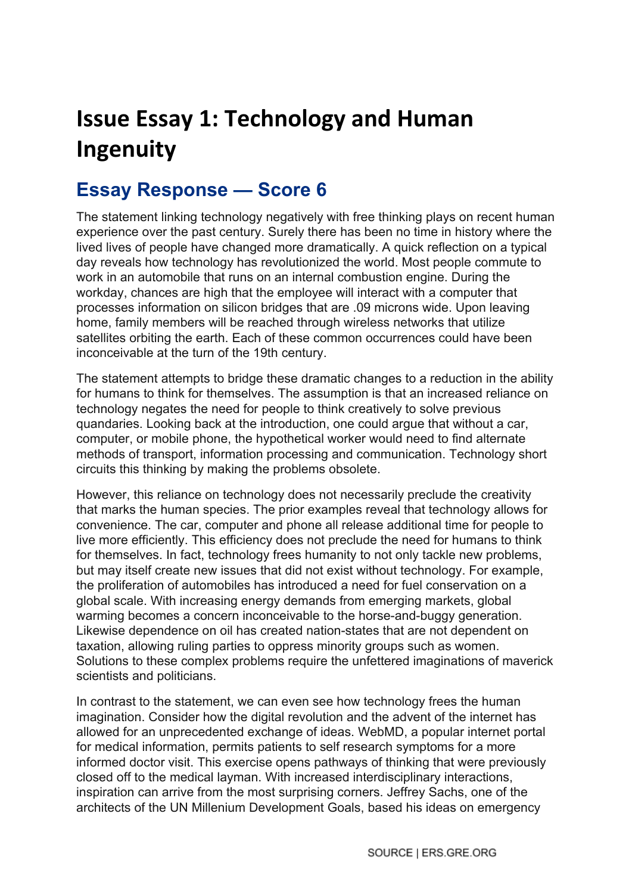# Issue Essay 1: Technology and Human Ingenuity

## Essay Response — Score 6

The statement linking technology negatively with free thinking plays on recent human experience over the past century. Surely there has been no time in history where the lived lives of people have changed more dramatically. A quick reflection on a typical day reveals how technology has revolutionized the world. Most people commute to work in an automobile that runs on an internal combustion engine. During the workday, chances are high that the employee will interact with a computer that processes information on silicon bridges that are .09 microns wide. Upon leaving home, family members will be reached through wireless networks that utilize satellites orbiting the earth. Each of these common occurrences could have been inconceivable at the turn of the 19th century.

The statement attempts to bridge these dramatic changes to a reduction in the ability for humans to think for themselves. The assumption is that an increased reliance on technology negates the need for people to think creatively to solve previous quandaries. Looking back at the introduction, one could argue that without a car, computer, or mobile phone, the hypothetical worker would need to find alternate methods of transport, information processing and communication. Technology short circuits this thinking by making the problems obsolete.

However, this reliance on technology does not necessarily preclude the creativity that marks the human species. The prior examples reveal that technology allows for convenience. The car, computer and phone all release additional time for people to live more efficiently. This efficiency does not preclude the need for humans to think for themselves. In fact, technology frees humanity to not only tackle new problems, but may itself create new issues that did not exist without technology. For example, the proliferation of automobiles has introduced a need for fuel conservation on a global scale. With increasing energy demands from emerging markets, global warming becomes a concern inconceivable to the horse-and-buggy generation. Likewise dependence on oil has created nation-states that are not dependent on taxation, allowing ruling parties to oppress minority groups such as women. Solutions to these complex problems require the unfettered imaginations of maverick scientists and politicians.

In contrast to the statement, we can even see how technology frees the human imagination. Consider how the digital revolution and the advent of the internet has allowed for an unprecedented exchange of ideas. WebMD, a popular internet portal for medical information, permits patients to self research symptoms for a more informed doctor visit. This exercise opens pathways of thinking that were previously closed off to the medical layman. With increased interdisciplinary interactions, inspiration can arrive from the most surprising corners. Jeffrey Sachs, one of the architects of the UN Millenium Development Goals, based his ideas on emergency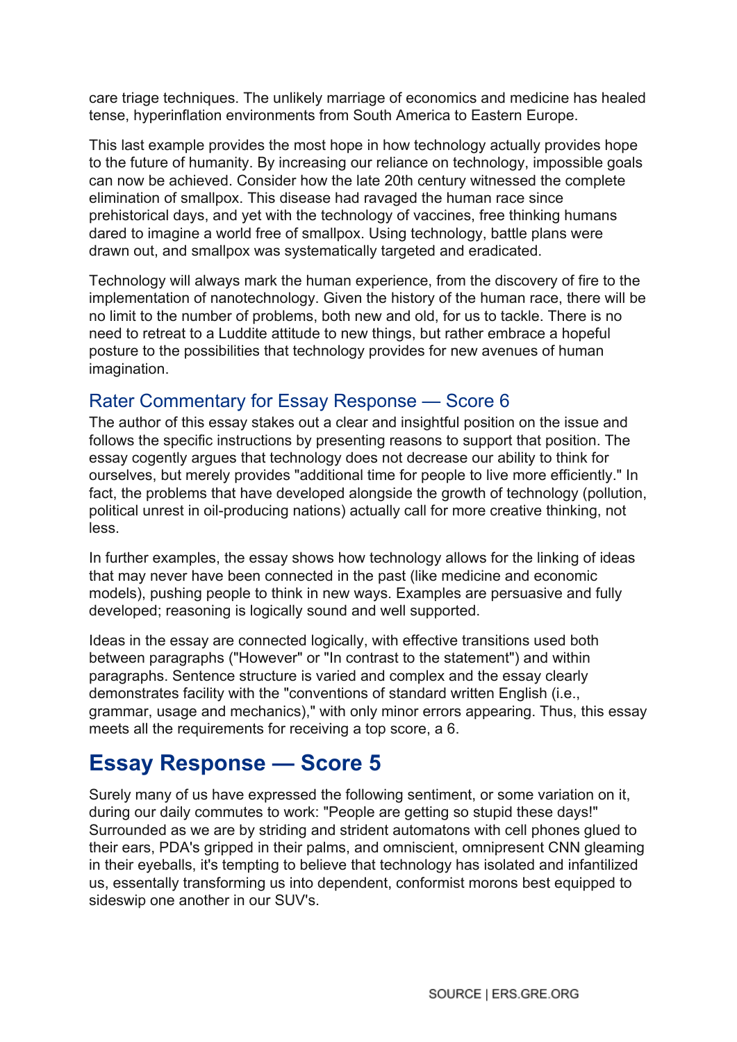care triage techniques. The unlikely marriage of economics and medicine has healed tense, hyperinflation environments from South America to Eastern Europe.

This last example provides the most hope in how technology actually provides hope to the future of humanity. By increasing our reliance on technology, impossible goals can now be achieved. Consider how the late 20th century witnessed the complete elimination of smallpox. This disease had ravaged the human race since prehistorical days, and yet with the technology of vaccines, free thinking humans dared to imagine a world free of smallpox. Using technology, battle plans were drawn out, and smallpox was systematically targeted and eradicated.

Technology will always mark the human experience, from the discovery of fire to the implementation of nanotechnology. Given the history of the human race, there will be no limit to the number of problems, both new and old, for us to tackle. There is no need to retreat to a Luddite attitude to new things, but rather embrace a hopeful posture to the possibilities that technology provides for new avenues of human imagination.

### Rater Commentary for Essay Response — Score 6

The author of this essay stakes out a clear and insightful position on the issue and follows the specific instructions by presenting reasons to support that position. The essay cogently argues that technology does not decrease our ability to think for ourselves, but merely provides "additional time for people to live more efficiently." In fact, the problems that have developed alongside the growth of technology (pollution, political unrest in oil-producing nations) actually call for more creative thinking, not less.

In further examples, the essay shows how technology allows for the linking of ideas that may never have been connected in the past (like medicine and economic models), pushing people to think in new ways. Examples are persuasive and fully developed; reasoning is logically sound and well supported.

Ideas in the essay are connected logically, with effective transitions used both between paragraphs ("However" or "In contrast to the statement") and within paragraphs. Sentence structure is varied and complex and the essay clearly demonstrates facility with the "conventions of standard written English (i.e., grammar, usage and mechanics)," with only minor errors appearing. Thus, this essay meets all the requirements for receiving a top score, a 6.

## Essay Response — Score 5

Surely many of us have expressed the following sentiment, or some variation on it, during our daily commutes to work: "People are getting so stupid these days!" Surrounded as we are by striding and strident automatons with cell phones glued to their ears, PDA's gripped in their palms, and omniscient, omnipresent CNN gleaming in their eyeballs, it's tempting to believe that technology has isolated and infantilized us, essentally transforming us into dependent, conformist morons best equipped to sideswip one another in our SUV's.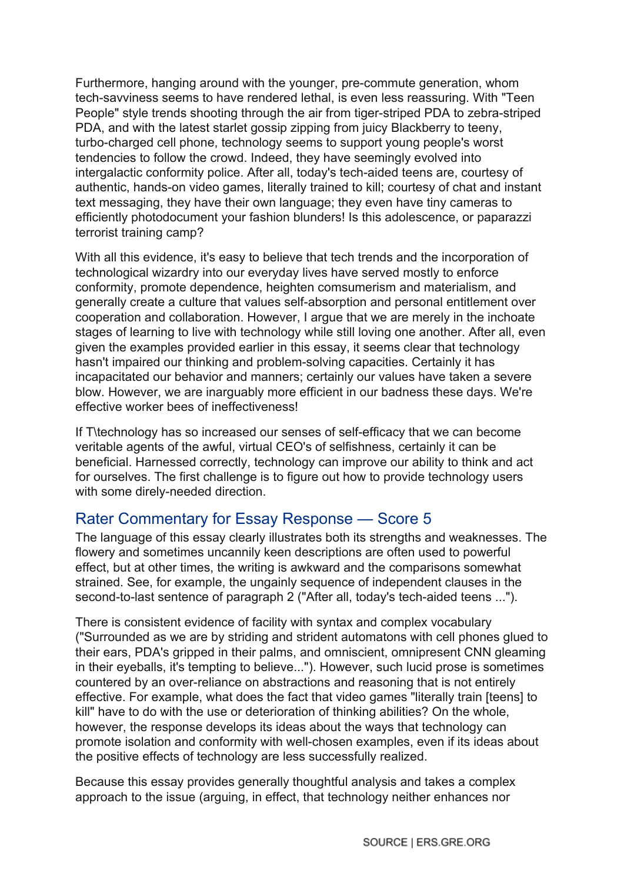Furthermore, hanging around with the younger, pre-commute generation, whom tech-savviness seems to have rendered lethal, is even less reassuring. With "Teen People" style trends shooting through the air from tiger-striped PDA to zebra-striped PDA, and with the latest starlet gossip zipping from juicy Blackberry to teeny, turbo-charged cell phone, technology seems to support young people's worst tendencies to follow the crowd. Indeed, they have seemingly evolved into intergalactic conformity police. After all, today's tech-aided teens are, courtesy of authentic, hands-on video games, literally trained to kill; courtesy of chat and instant text messaging, they have their own language; they even have tiny cameras to efficiently photodocument your fashion blunders! Is this adolescence, or paparazzi terrorist training camp?

With all this evidence, it's easy to believe that tech trends and the incorporation of technological wizardry into our everyday lives have served mostly to enforce conformity, promote dependence, heighten comsumerism and materialism, and generally create a culture that values self-absorption and personal entitlement over cooperation and collaboration. However, I argue that we are merely in the inchoate stages of learning to live with technology while still loving one another. After all, even given the examples provided earlier in this essay, it seems clear that technology hasn't impaired our thinking and problem-solving capacities. Certainly it has incapacitated our behavior and manners; certainly our values have taken a severe blow. However, we are inarguably more efficient in our badness these days. We're effective worker bees of ineffectiveness!

If T\technology has so increased our senses of self-efficacy that we can become veritable agents of the awful, virtual CEO's of selfishness, certainly it can be beneficial. Harnessed correctly, technology can improve our ability to think and act for ourselves. The first challenge is to figure out how to provide technology users with some direly-needed direction.

## Rater Commentary for Essay Response — Score 5

The language of this essay clearly illustrates both its strengths and weaknesses. The flowery and sometimes uncannily keen descriptions are often used to powerful effect, but at other times, the writing is awkward and the comparisons somewhat strained. See, for example, the ungainly sequence of independent clauses in the second-to-last sentence of paragraph 2 ("After all, today's tech-aided teens ...").

There is consistent evidence of facility with syntax and complex vocabulary ("Surrounded as we are by striding and strident automatons with cell phones glued to their ears, PDA's gripped in their palms, and omniscient, omnipresent CNN gleaming in their eyeballs, it's tempting to believe..."). However, such lucid prose is sometimes countered by an over-reliance on abstractions and reasoning that is not entirely effective. For example, what does the fact that video games "literally train [teens] to kill" have to do with the use or deterioration of thinking abilities? On the whole, however, the response develops its ideas about the ways that technology can promote isolation and conformity with well-chosen examples, even if its ideas about the positive effects of technology are less successfully realized.

Because this essay provides generally thoughtful analysis and takes a complex approach to the issue (arguing, in effect, that technology neither enhances nor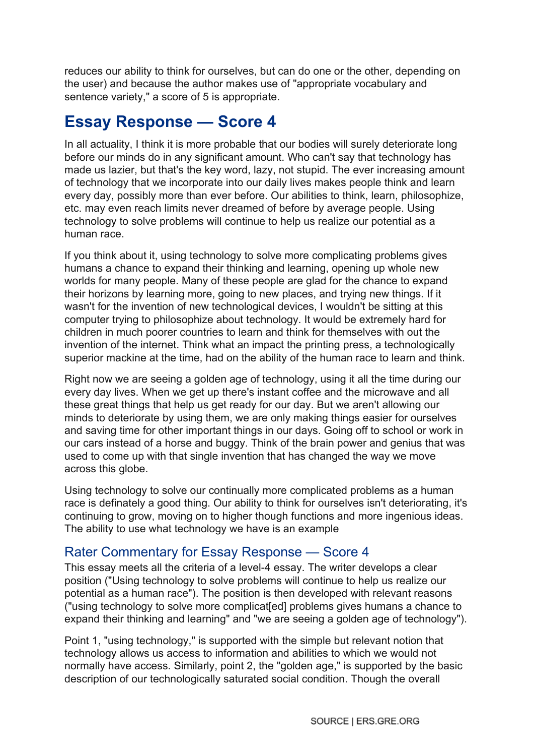reduces our ability to think for ourselves, but can do one or the other, depending on the user) and because the author makes use of "appropriate vocabulary and sentence variety," a score of 5 is appropriate.

## Essay Response — Score 4

In all actuality, I think it is more probable that our bodies will surely deteriorate long before our minds do in any significant amount. Who can't say that technology has made us lazier, but that's the key word, lazy, not stupid. The ever increasing amount of technology that we incorporate into our daily lives makes people think and learn every day, possibly more than ever before. Our abilities to think, learn, philosophize, etc. may even reach limits never dreamed of before by average people. Using technology to solve problems will continue to help us realize our potential as a human race.

If you think about it, using technology to solve more complicating problems gives humans a chance to expand their thinking and learning, opening up whole new worlds for many people. Many of these people are glad for the chance to expand their horizons by learning more, going to new places, and trying new things. If it wasn't for the invention of new technological devices, I wouldn't be sitting at this computer trying to philosophize about technology. It would be extremely hard for children in much poorer countries to learn and think for themselves with out the invention of the internet. Think what an impact the printing press, a technologically superior mackine at the time, had on the ability of the human race to learn and think.

Right now we are seeing a golden age of technology, using it all the time during our every day lives. When we get up there's instant coffee and the microwave and all these great things that help us get ready for our day. But we aren't allowing our minds to deteriorate by using them, we are only making things easier for ourselves and saving time for other important things in our days. Going off to school or work in our cars instead of a horse and buggy. Think of the brain power and genius that was used to come up with that single invention that has changed the way we move across this globe.

Using technology to solve our continually more complicated problems as a human race is definately a good thing. Our ability to think for ourselves isn't deteriorating, it's continuing to grow, moving on to higher though functions and more ingenious ideas. The ability to use what technology we have is an example

### Rater Commentary for Essay Response — Score 4

This essay meets all the criteria of a level-4 essay. The writer develops a clear position ("Using technology to solve problems will continue to help us realize our potential as a human race"). The position is then developed with relevant reasons ("using technology to solve more complicat[ed] problems gives humans a chance to expand their thinking and learning" and "we are seeing a golden age of technology").

Point 1, "using technology," is supported with the simple but relevant notion that technology allows us access to information and abilities to which we would not normally have access. Similarly, point 2, the "golden age," is supported by the basic description of our technologically saturated social condition. Though the overall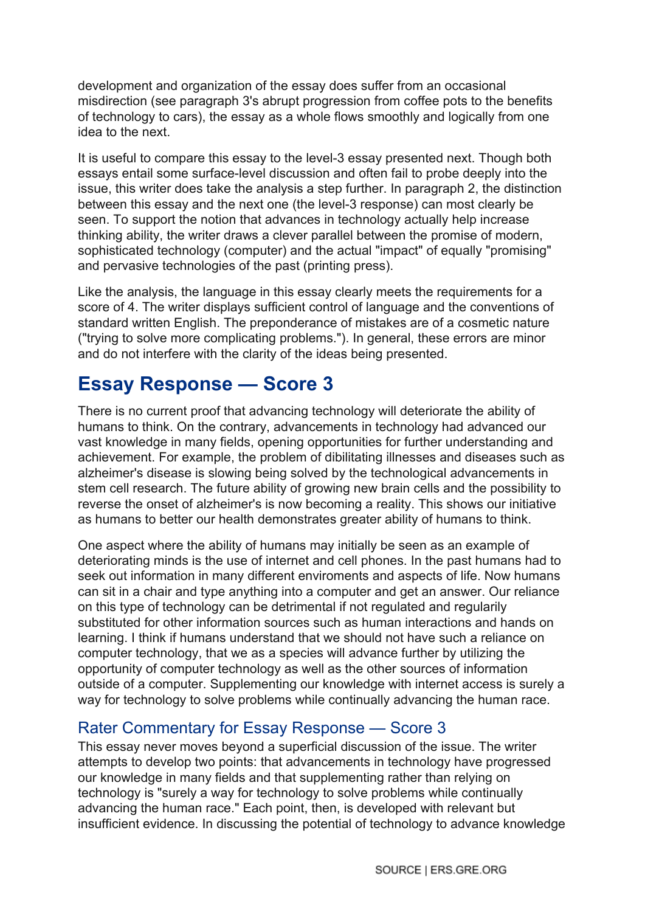development and organization of the essay does suffer from an occasional misdirection (see paragraph 3's abrupt progression from coffee pots to the benefits of technology to cars), the essay as a whole flows smoothly and logically from one idea to the next.

It is useful to compare this essay to the level-3 essay presented next. Though both essays entail some surface-level discussion and often fail to probe deeply into the issue, this writer does take the analysis a step further. In paragraph 2, the distinction between this essay and the next one (the level-3 response) can most clearly be seen. To support the notion that advances in technology actually help increase thinking ability, the writer draws a clever parallel between the promise of modern, sophisticated technology (computer) and the actual "impact" of equally "promising" and pervasive technologies of the past (printing press).

Like the analysis, the language in this essay clearly meets the requirements for a score of 4. The writer displays sufficient control of language and the conventions of standard written English. The preponderance of mistakes are of a cosmetic nature ("trying to solve more complicating problems."). In general, these errors are minor and do not interfere with the clarity of the ideas being presented.

## Essay Response — Score 3

There is no current proof that advancing technology will deteriorate the ability of humans to think. On the contrary, advancements in technology had advanced our vast knowledge in many fields, opening opportunities for further understanding and achievement. For example, the problem of dibilitating illnesses and diseases such as alzheimer's disease is slowing being solved by the technological advancements in stem cell research. The future ability of growing new brain cells and the possibility to reverse the onset of alzheimer's is now becoming a reality. This shows our initiative as humans to better our health demonstrates greater ability of humans to think.

One aspect where the ability of humans may initially be seen as an example of deteriorating minds is the use of internet and cell phones. In the past humans had to seek out information in many different enviroments and aspects of life. Now humans can sit in a chair and type anything into a computer and get an answer. Our reliance on this type of technology can be detrimental if not regulated and regularly substituted for other information sources such as human interactions and hands on learning. I think if humans understand that we should not have such a reliance on computer technology, that we as a species will advance further by utilizing the opportunity of computer technology as well as the other sources of information outside of a computer. Supplementing our knowledge with internet access is surely a way for technology to solve problems while continually advancing the human race.

### Rater Commentary for Essay Response — Score 3

This essay never moves beyond a superficial discussion of the issue. The writer attempts to develop two points: that advancements in technology have progressed our knowledge in many fields and that supplementing rather than relying on technology is "surely a way for technology to solve problems while continually advancing the human race." Each point, then, is developed with relevant but insufficient evidence. In discussing the potential of technology to advance knowledge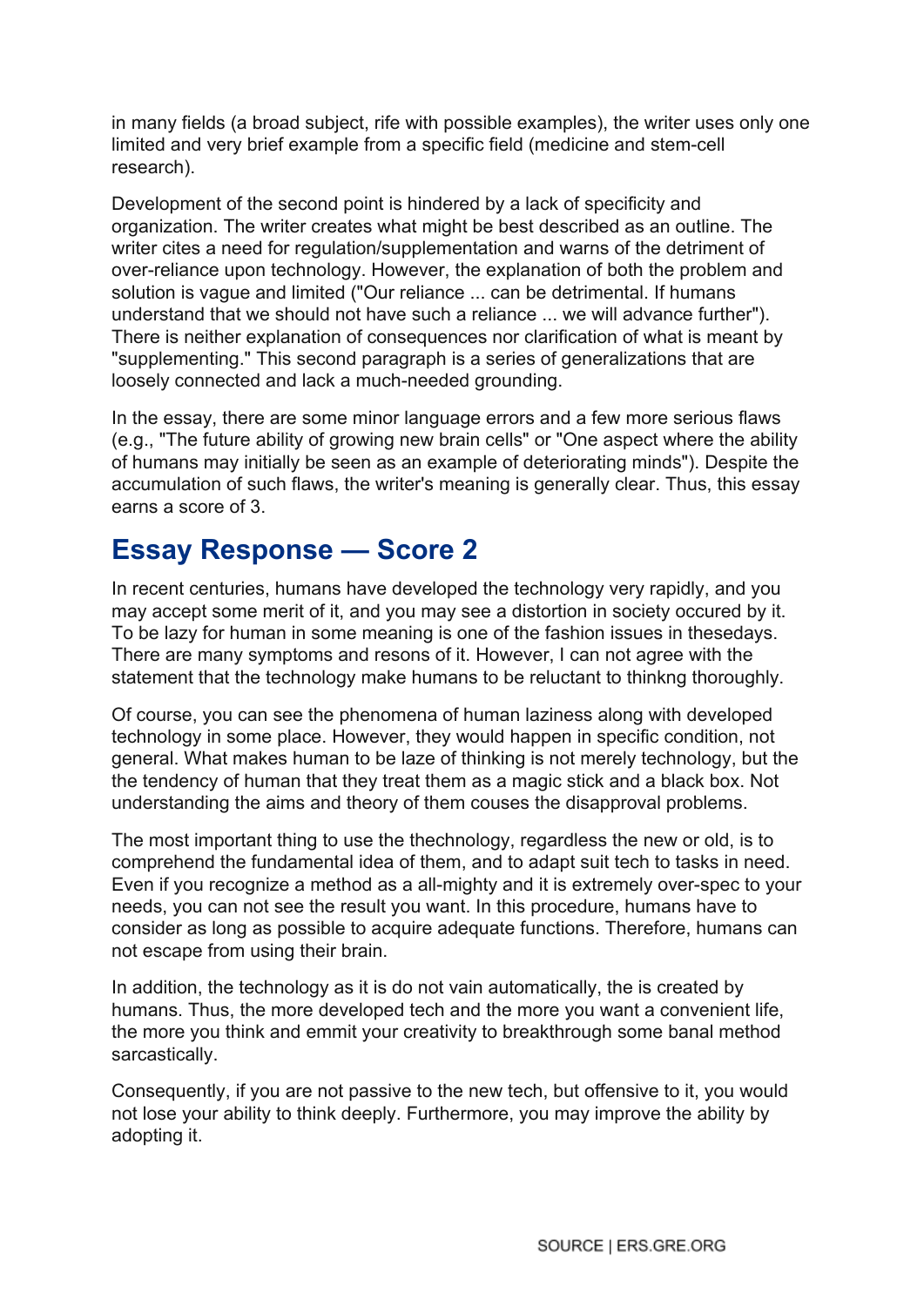in many fields (a broad subject, rife with possible examples), the writer uses only one limited and very brief example from a specific field (medicine and stem-cell research).

Development of the second point is hindered by a lack of specificity and organization. The writer creates what might be best described as an outline. The writer cites a need for regulation/supplementation and warns of the detriment of over-reliance upon technology. However, the explanation of both the problem and solution is vague and limited ("Our reliance ... can be detrimental. If humans understand that we should not have such a reliance ... we will advance further"). There is neither explanation of consequences nor clarification of what is meant by "supplementing." This second paragraph is a series of generalizations that are loosely connected and lack a much-needed grounding.

In the essay, there are some minor language errors and a few more serious flaws (e.g., "The future ability of growing new brain cells" or "One aspect where the ability of humans may initially be seen as an example of deteriorating minds"). Despite the accumulation of such flaws, the writer's meaning is generally clear. Thus, this essay earns a score of 3.

## Essay Response — Score 2

In recent centuries, humans have developed the technology very rapidly, and you may accept some merit of it, and you may see a distortion in society occured by it. To be lazy for human in some meaning is one of the fashion issues in thesedays. There are many symptoms and resons of it. However, I can not agree with the statement that the technology make humans to be reluctant to thinkng thoroughly.

Of course, you can see the phenomena of human laziness along with developed technology in some place. However, they would happen in specific condition, not general. What makes human to be laze of thinking is not merely technology, but the the tendency of human that they treat them as a magic stick and a black box. Not understanding the aims and theory of them couses the disapproval problems.

The most important thing to use the thechnology, regardless the new or old, is to comprehend the fundamental idea of them, and to adapt suit tech to tasks in need. Even if you recognize a method as a all-mighty and it is extremely over-spec to your needs, you can not see the result you want. In this procedure, humans have to consider as long as possible to acquire adequate functions. Therefore, humans can not escape from using their brain.

In addition, the technology as it is do not vain automatically, the is created by humans. Thus, the more developed tech and the more you want a convenient life, the more you think and emmit your creativity to breakthrough some banal method sarcastically.

Consequently, if you are not passive to the new tech, but offensive to it, you would not lose your ability to think deeply. Furthermore, you may improve the ability by adopting it.

SOURCE | ERS.GRE.ORG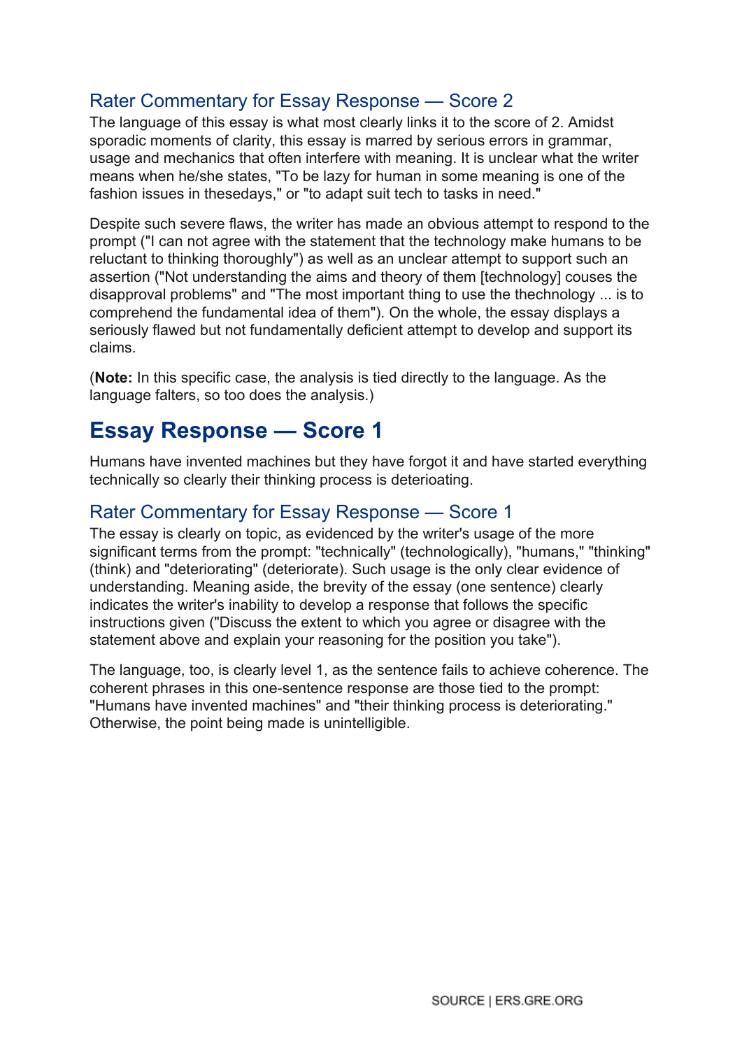### Rater Commentary for Essay Response — Score 2

The language of this essay is what most clearly links it to the score of 2. Amidst sporadic moments of clarity, this essay is marred by serious errors in grammar, usage and mechanics that often interfere with meaning. It is unclear what the writer means when he/she states, "To be lazy for human in some meaning is one of the fashion issues in thesedays," or "to adapt suit tech to tasks in need."

Despite such severe flaws, the writer has made an obvious attempt to respond to the prompt ("I can not agree with the statement that the technology make humans to be reluctant to thinking thoroughly") as well as an unclear attempt to support such an assertion ("Not understanding the aims and theory of them [technology] couses the disapproval problems" and "The most important thing to use the thechnology ... is to comprehend the fundamental idea of them"). On the whole, the essay displays a seriously flawed but not fundamentally deficient attempt to develop and support its claims.

(**Note:** In this specific case, the analysis is tied directly to the language. As the language falters, so too does the analysis.)

## Essay Response — Score 1

Humans have invented machines but they have forgot it and have started everything technically so clearly their thinking process is deterioating.

### Rater Commentary for Essay Response — Score 1

The essay is clearly on topic, as evidenced by the writer's usage of the more significant terms from the prompt: "technically" (technologically), "humans," "thinking" (think) and "deteriorating" (deteriorate). Such usage is the only clear evidence of understanding. Meaning aside, the brevity of the essay (one sentence) clearly indicates the writer's inability to develop a response that follows the specific instructions given ("Discuss the extent to which you agree or disagree with the statement above and explain your reasoning for the position you take").

The language, too, is clearly level 1, as the sentence fails to achieve coherence. The coherent phrases in this one-sentence response are those tied to the prompt: "Humans have invented machines" and "their thinking process is deteriorating." Otherwise, the point being made is unintelligible.

SOURCE | ERS.GRE.ORG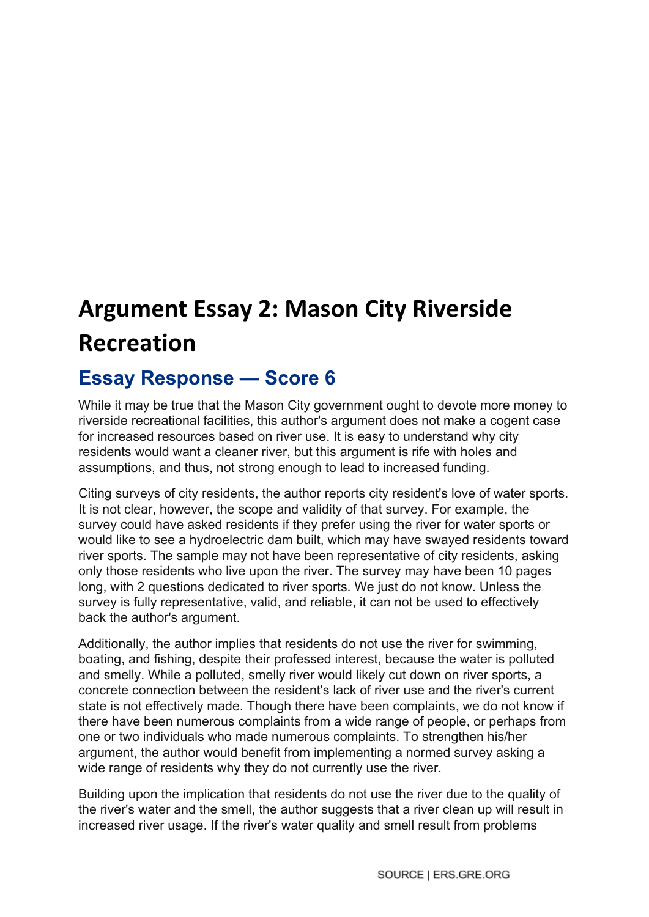# Argument Essay 2: Mason City Riverside Recreation

## Essay Response — Score 6

While it may be true that the Mason City government ought to devote more money to riverside recreational facilities, this author's argument does not make a cogent case for increased resources based on river use. It is easy to understand why city residents would want a cleaner river, but this argument is rife with holes and assumptions, and thus, not strong enough to lead to increased funding.

Citing surveys of city residents, the author reports city resident's love of water sports. It is not clear, however, the scope and validity of that survey. For example, the survey could have asked residents if they prefer using the river for water sports or would like to see a hydroelectric dam built, which may have swayed residents toward river sports. The sample may not have been representative of city residents, asking only those residents who live upon the river. The survey may have been 10 pages long, with 2 questions dedicated to river sports. We just do not know. Unless the survey is fully representative, valid, and reliable, it can not be used to effectively back the author's argument.

Additionally, the author implies that residents do not use the river for swimming, boating, and fishing, despite their professed interest, because the water is polluted and smelly. While a polluted, smelly river would likely cut down on river sports, a concrete connection between the resident's lack of river use and the river's current state is not effectively made. Though there have been complaints, we do not know if there have been numerous complaints from a wide range of people, or perhaps from one or two individuals who made numerous complaints. To strengthen his/her argument, the author would benefit from implementing a normed survey asking a wide range of residents why they do not currently use the river.

Building upon the implication that residents do not use the river due to the quality of the river's water and the smell, the author suggests that a river clean up will result in increased river usage. If the river's water quality and smell result from problems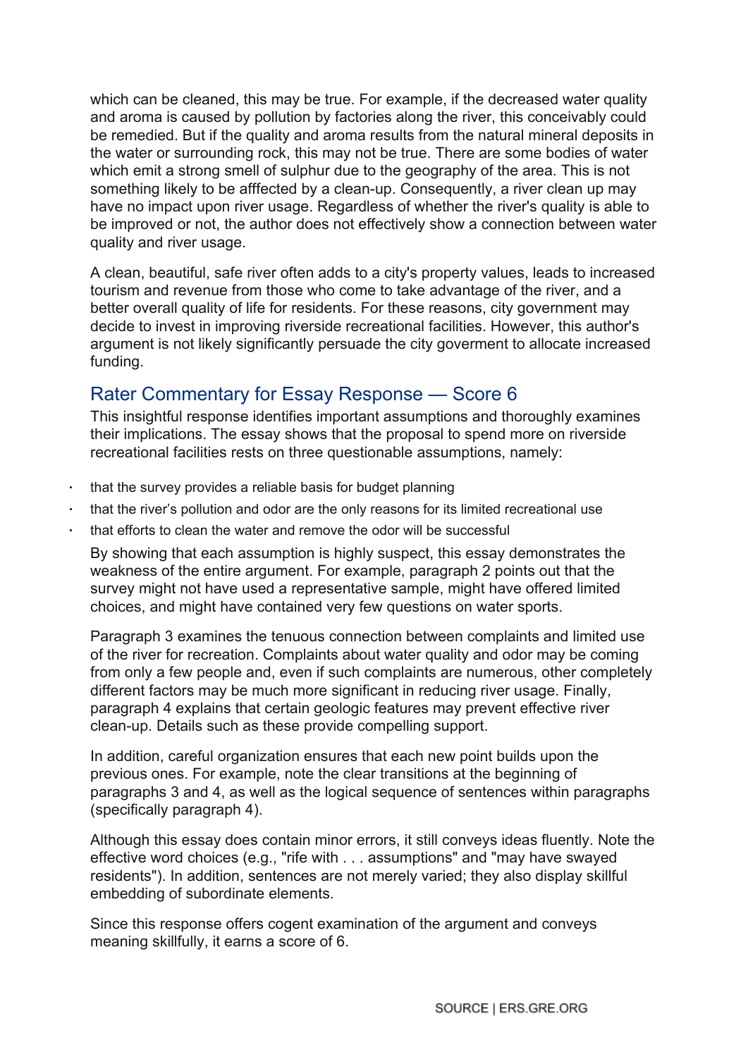which can be cleaned, this may be true. For example, if the decreased water quality and aroma is caused by pollution by factories along the river, this conceivably could be remedied. But if the quality and aroma results from the natural mineral deposits in the water or surrounding rock, this may not be true. There are some bodies of water which emit a strong smell of sulphur due to the geography of the area. This is not something likely to be afffected by a clean-up. Consequently, a river clean up may have no impact upon river usage. Regardless of whether the river's quality is able to be improved or not, the author does not effectively show a connection between water quality and river usage.

A clean, beautiful, safe river often adds to a city's property values, leads to increased tourism and revenue from those who come to take advantage of the river, and a better overall quality of life for residents. For these reasons, city government may decide to invest in improving riverside recreational facilities. However, this author's argument is not likely significantly persuade the city goverment to allocate increased funding.

## Rater Commentary for Essay Response — Score 6

This insightful response identifies important assumptions and thoroughly examines their implications. The essay shows that the proposal to spend more on riverside recreational facilities rests on three questionable assumptions, namely:

- that the survey provides a reliable basis for budget planning
- that the river's pollution and odor are the only reasons for its limited recreational use
- that efforts to clean the water and remove the odor will be successful

By showing that each assumption is highly suspect, this essay demonstrates the weakness of the entire argument. For example, paragraph 2 points out that the survey might not have used a representative sample, might have offered limited choices, and might have contained very few questions on water sports.

Paragraph 3 examines the tenuous connection between complaints and limited use of the river for recreation. Complaints about water quality and odor may be coming from only a few people and, even if such complaints are numerous, other completely different factors may be much more significant in reducing river usage. Finally, paragraph 4 explains that certain geologic features may prevent effective river clean-up. Details such as these provide compelling support.

In addition, careful organization ensures that each new point builds upon the previous ones. For example, note the clear transitions at the beginning of paragraphs 3 and 4, as well as the logical sequence of sentences within paragraphs (specifically paragraph 4).

Although this essay does contain minor errors, it still conveys ideas fluently. Note the effective word choices (e.g., "rife with . . . assumptions" and "may have swayed residents"). In addition, sentences are not merely varied; they also display skillful embedding of subordinate elements.

Since this response offers cogent examination of the argument and conveys meaning skillfully, it earns a score of 6.

SOURCE | ERS.GRE.ORG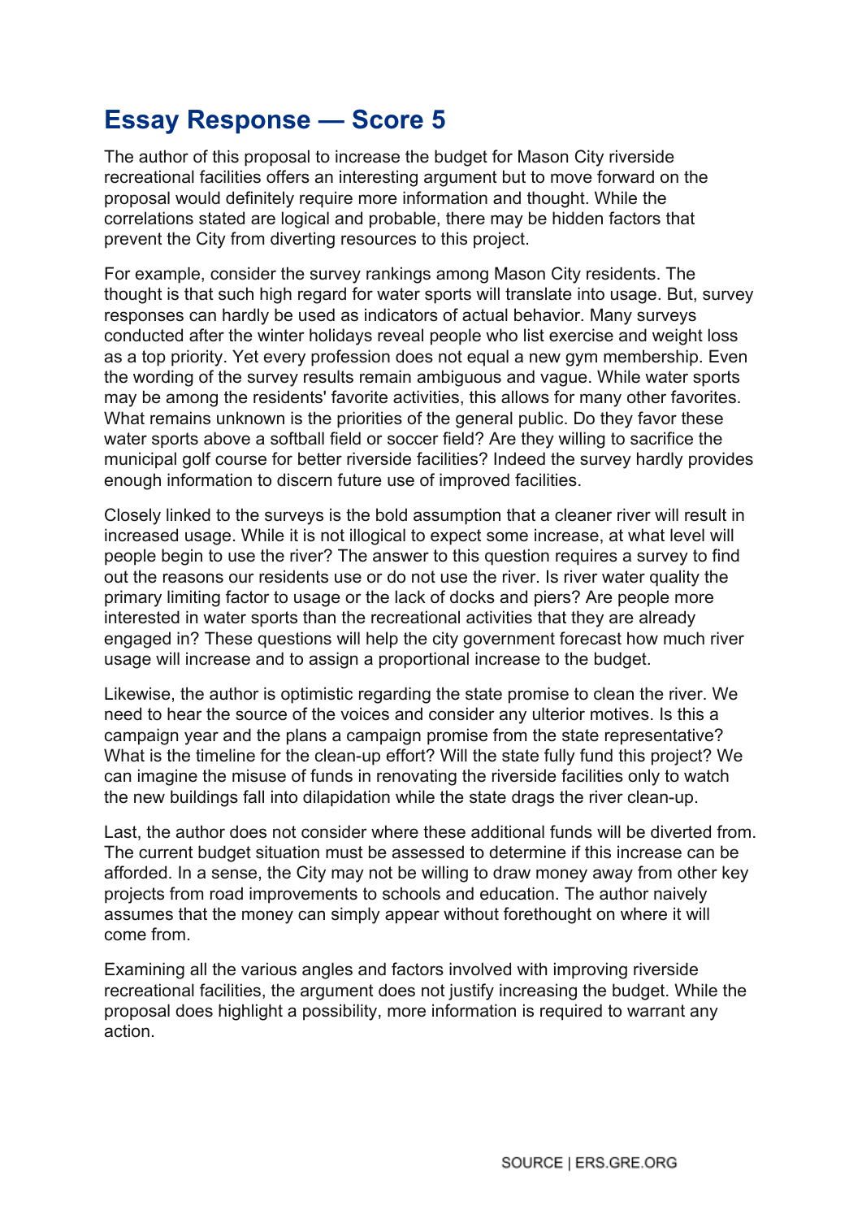## Essay Response — Score 5

The author of this proposal to increase the budget for Mason City riverside recreational facilities offers an interesting argument but to move forward on the proposal would definitely require more information and thought. While the correlations stated are logical and probable, there may be hidden factors that prevent the City from diverting resources to this project.

For example, consider the survey rankings among Mason City residents. The thought is that such high regard for water sports will translate into usage. But, survey responses can hardly be used as indicators of actual behavior. Many surveys conducted after the winter holidays reveal people who list exercise and weight loss as a top priority. Yet every profession does not equal a new gym membership. Even the wording of the survey results remain ambiguous and vague. While water sports may be among the residents' favorite activities, this allows for many other favorites. What remains unknown is the priorities of the general public. Do they favor these water sports above a softball field or soccer field? Are they willing to sacrifice the municipal golf course for better riverside facilities? Indeed the survey hardly provides enough information to discern future use of improved facilities.

Closely linked to the surveys is the bold assumption that a cleaner river will result in increased usage. While it is not illogical to expect some increase, at what level will people begin to use the river? The answer to this question requires a survey to find out the reasons our residents use or do not use the river. Is river water quality the primary limiting factor to usage or the lack of docks and piers? Are people more interested in water sports than the recreational activities that they are already engaged in? These questions will help the city government forecast how much river usage will increase and to assign a proportional increase to the budget.

Likewise, the author is optimistic regarding the state promise to clean the river. We need to hear the source of the voices and consider any ulterior motives. Is this a campaign year and the plans a campaign promise from the state representative? What is the timeline for the clean-up effort? Will the state fully fund this project? We can imagine the misuse of funds in renovating the riverside facilities only to watch the new buildings fall into dilapidation while the state drags the river clean-up.

Last, the author does not consider where these additional funds will be diverted from. The current budget situation must be assessed to determine if this increase can be afforded. In a sense, the City may not be willing to draw money away from other key projects from road improvements to schools and education. The author naively assumes that the money can simply appear without forethought on where it will come from.

Examining all the various angles and factors involved with improving riverside recreational facilities, the argument does not justify increasing the budget. While the proposal does highlight a possibility, more information is required to warrant any action.

SOURCE | ERS.GRE.ORG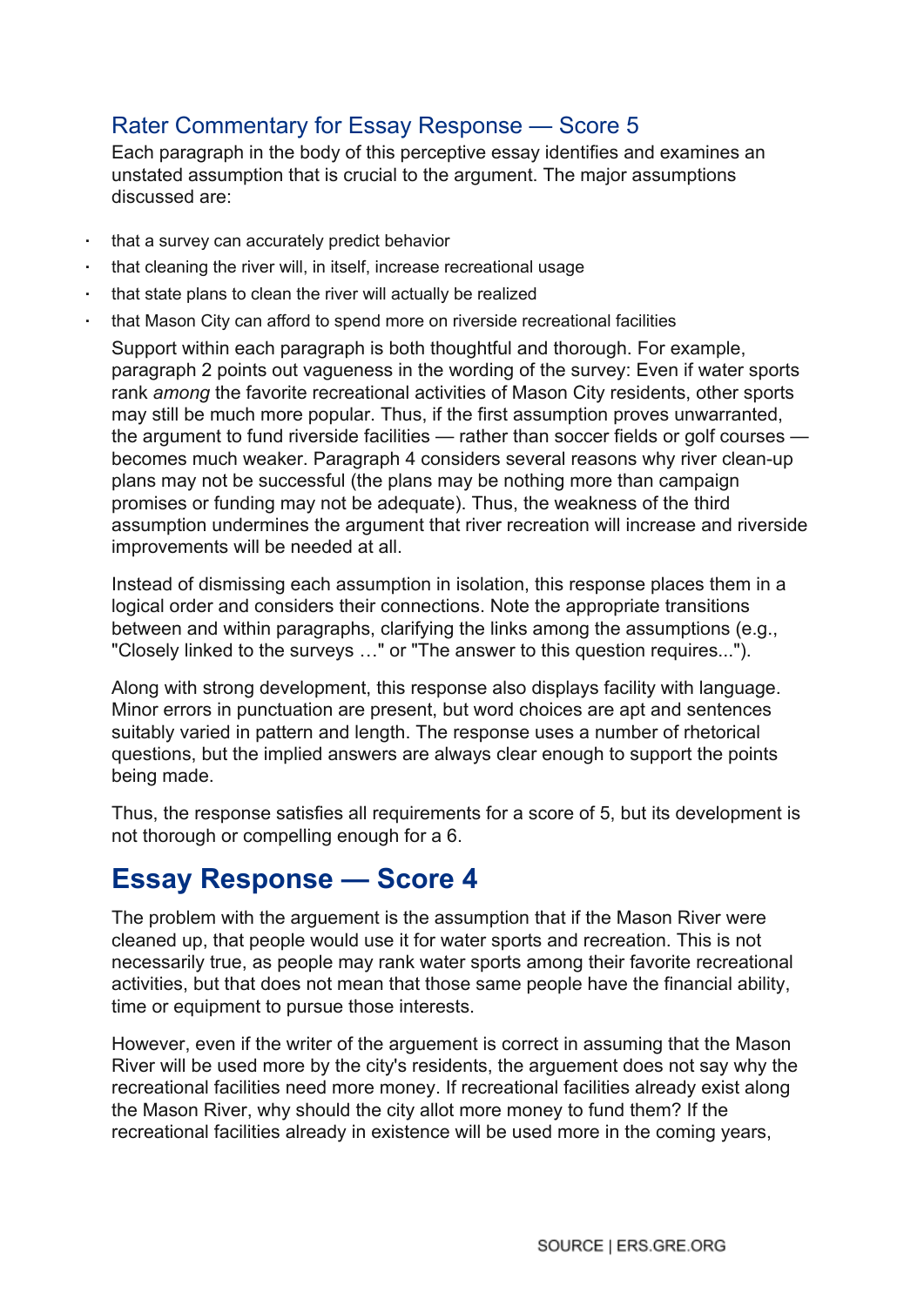## Rater Commentary for Essay Response — Score 5

Each paragraph in the body of this perceptive essay identifies and examines an unstated assumption that is crucial to the argument. The major assumptions discussed are:

- that a survey can accurately predict behavior
- that cleaning the river will, in itself, increase recreational usage
- that state plans to clean the river will actually be realized
- that Mason City can afford to spend more on riverside recreational facilities

Support within each paragraph is both thoughtful and thorough. For example, paragraph 2 points out vagueness in the wording of the survey: Even if water sports rank *among* the favorite recreational activities of Mason City residents, other sports may still be much more popular. Thus, if the first assumption proves unwarranted, the argument to fund riverside facilities — rather than soccer fields or golf courses — becomes much weaker. Paragraph 4 considers several reasons why river clean-up plans may not be successful (the plans may be nothing more than campaign promises or funding may not be adequate). Thus, the weakness of the third assumption undermines the argument that river recreation will increase and riverside improvements will be needed at all.

Instead of dismissing each assumption in isolation, this response places them in a logical order and considers their connections. Note the appropriate transitions between and within paragraphs, clarifying the links among the assumptions (e.g., "Closely linked to the surveys …" or "The answer to this question requires...").

Along with strong development, this response also displays facility with language. Minor errors in punctuation are present, but word choices are apt and sentences suitably varied in pattern and length. The response uses a number of rhetorical questions, but the implied answers are always clear enough to support the points being made.

Thus, the response satisfies all requirements for a score of 5, but its development is not thorough or compelling enough for a 6.

# Essay Response — Score 4

The problem with the arguement is the assumption that if the Mason River were cleaned up, that people would use it for water sports and recreation. This is not necessarily true, as people may rank water sports among their favorite recreational activities, but that does not mean that those same people have the financial ability, time or equipment to pursue those interests.

However, even if the writer of the arguement is correct in assuming that the Mason River will be used more by the city's residents, the arguement does not say why the recreational facilities need more money. If recreational facilities already exist along the Mason River, why should the city allot more money to fund them? If the recreational facilities already in existence will be used more in the coming years,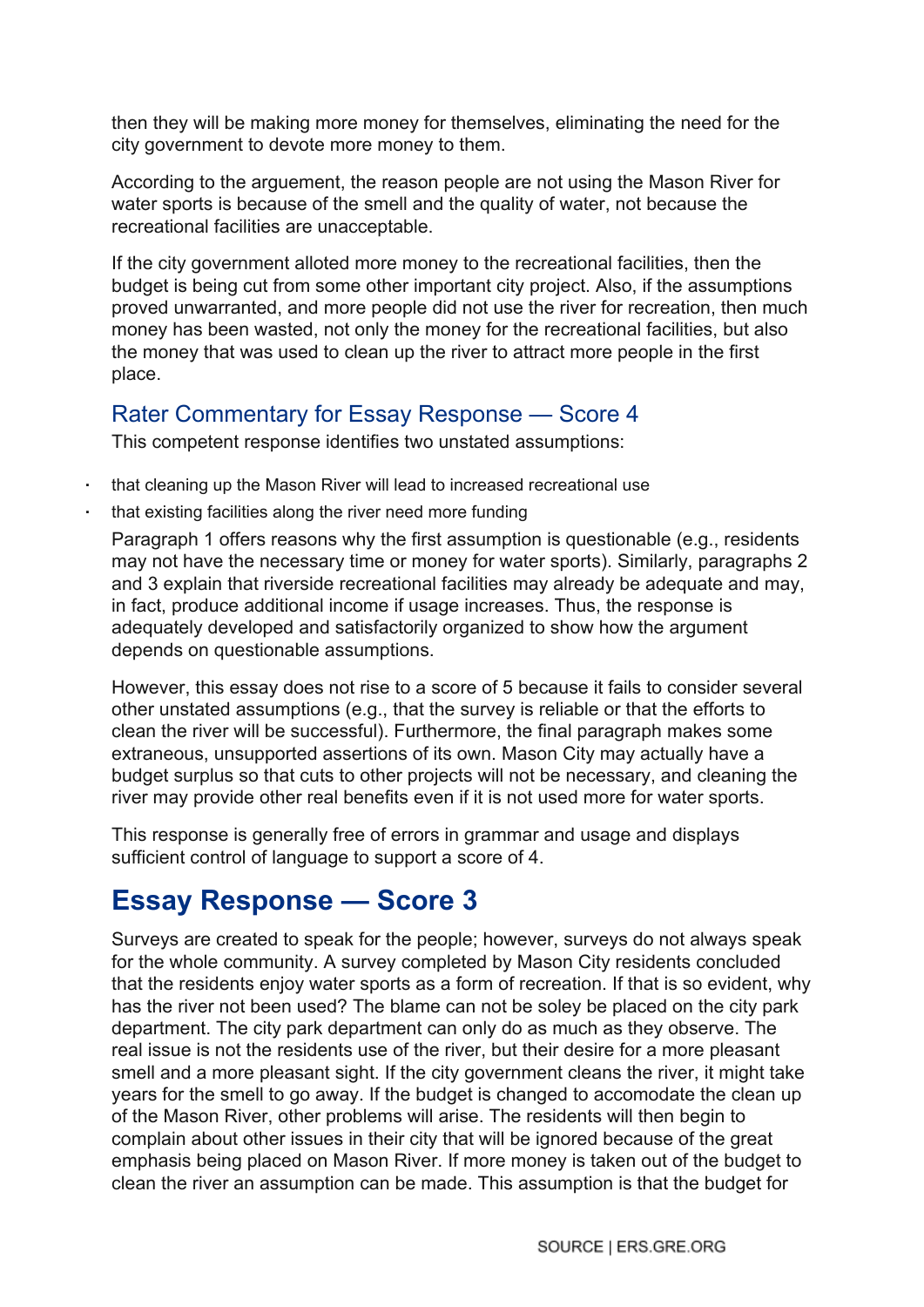then they will be making more money for themselves, eliminating the need for the city government to devote more money to them.

According to the arguement, the reason people are not using the Mason River for water sports is because of the smell and the quality of water, not because the recreational facilities are unacceptable.

If the city government alloted more money to the recreational facilities, then the budget is being cut from some other important city project. Also, if the assumptions proved unwarranted, and more people did not use the river for recreation, then much money has been wasted, not only the money for the recreational facilities, but also the money that was used to clean up the river to attract more people in the first place.

### Rater Commentary for Essay Response — Score 4

This competent response identifies two unstated assumptions:

- that cleaning up the Mason River will lead to increased recreational use
- that existing facilities along the river need more funding

Paragraph 1 offers reasons why the first assumption is questionable (e.g., residents may not have the necessary time or money for water sports). Similarly, paragraphs 2 and 3 explain that riverside recreational facilities may already be adequate and may, in fact, produce additional income if usage increases. Thus, the response is adequately developed and satisfactorily organized to show how the argument depends on questionable assumptions.

However, this essay does not rise to a score of 5 because it fails to consider several other unstated assumptions (e.g., that the survey is reliable or that the efforts to clean the river will be successful). Furthermore, the final paragraph makes some extraneous, unsupported assertions of its own. Mason City may actually have a budget surplus so that cuts to other projects will not be necessary, and cleaning the river may provide other real benefits even if it is not used more for water sports.

This response is generally free of errors in grammar and usage and displays sufficient control of language to support a score of 4.

## Essay Response — Score 3

Surveys are created to speak for the people; however, surveys do not always speak for the whole community. A survey completed by Mason City residents concluded that the residents enjoy water sports as a form of recreation. If that is so evident, why has the river not been used? The blame can not be soley be placed on the city park department. The city park department can only do as much as they observe. The real issue is not the residents use of the river, but their desire for a more pleasant smell and a more pleasant sight. If the city government cleans the river, it might take years for the smell to go away. If the budget is changed to accomodate the clean up of the Mason River, other problems will arise. The residents will then begin to complain about other issues in their city that will be ignored because of the great emphasis being placed on Mason River. If more money is taken out of the budget to clean the river an assumption can be made. This assumption is that the budget for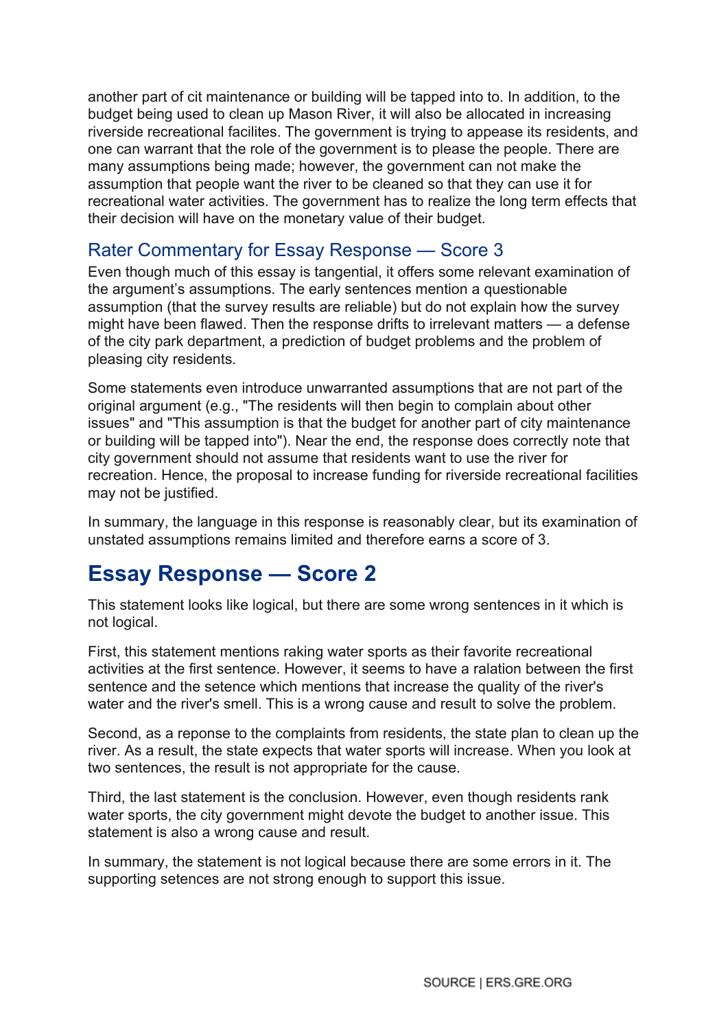another part of cit maintenance or building will be tapped into to. In addition, to the budget being used to clean up Mason River, it will also be allocated in increasing riverside recreational facilites. The government is trying to appease its residents, and one can warrant that the role of the government is to please the people. There are many assumptions being made; however, the government can not make the assumption that people want the river to be cleaned so that they can use it for recreational water activities. The government has to realize the long term effects that their decision will have on the monetary value of their budget.

### Rater Commentary for Essay Response — Score 3

Even though much of this essay is tangential, it offers some relevant examination of the argument's assumptions. The early sentences mention a questionable assumption (that the survey results are reliable) but do not explain how the survey might have been flawed. Then the response drifts to irrelevant matters — a defense of the city park department, a prediction of budget problems and the problem of pleasing city residents.

Some statements even introduce unwarranted assumptions that are not part of the original argument (e.g., "The residents will then begin to complain about other issues" and "This assumption is that the budget for another part of city maintenance or building will be tapped into"). Near the end, the response does correctly note that city government should not assume that residents want to use the river for recreation. Hence, the proposal to increase funding for riverside recreational facilities may not be justified.

In summary, the language in this response is reasonably clear, but its examination of unstated assumptions remains limited and therefore earns a score of 3.

## Essay Response — Score 2

This statement looks like logical, but there are some wrong sentences in it which is not logical.

First, this statement mentions raking water sports as their favorite recreational activities at the first sentence. However, it seems to have a ralation between the first sentence and the setence which mentions that increase the quality of the river's water and the river's smell. This is a wrong cause and result to solve the problem.

Second, as a reponse to the complaints from residents, the state plan to clean up the river. As a result, the state expects that water sports will increase. When you look at two sentences, the result is not appropriate for the cause.

Third, the last statement is the conclusion. However, even though residents rank water sports, the city government might devote the budget to another issue. This statement is also a wrong cause and result.

In summary, the statement is not logical because there are some errors in it. The supporting setences are not strong enough to support this issue.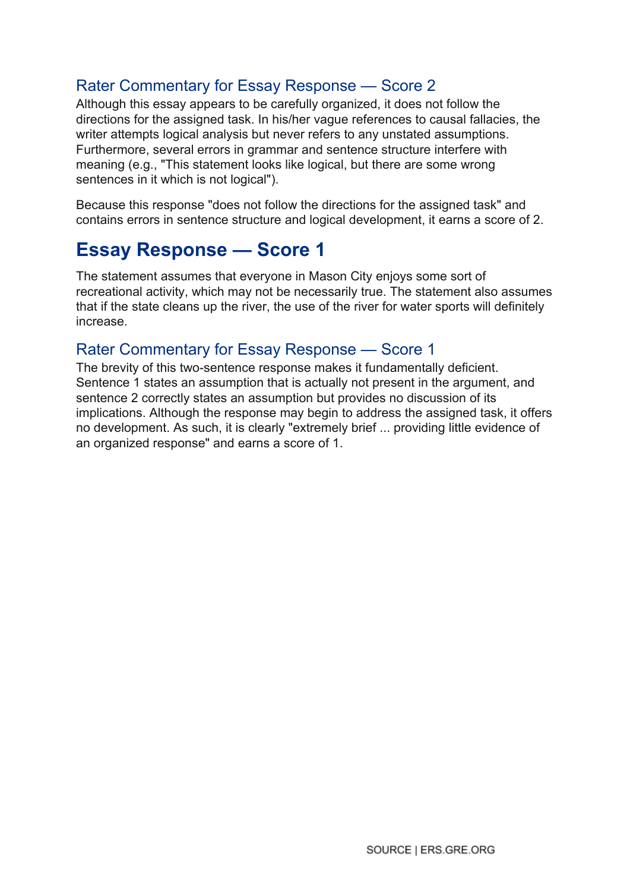### Rater Commentary for Essay Response — Score 2

Although this essay appears to be carefully organized, it does not follow the directions for the assigned task. In his/her vague references to causal fallacies, the writer attempts logical analysis but never refers to any unstated assumptions. Furthermore, several errors in grammar and sentence structure interfere with meaning (e.g., "This statement looks like logical, but there are some wrong sentences in it which is not logical").

Because this response "does not follow the directions for the assigned task" and contains errors in sentence structure and logical development, it earns a score of 2.

## Essay Response — Score 1

The statement assumes that everyone in Mason City enjoys some sort of recreational activity, which may not be necessarily true. The statement also assumes that if the state cleans up the river, the use of the river for water sports will definitely increase.

### Rater Commentary for Essay Response — Score 1

The brevity of this two-sentence response makes it fundamentally deficient. Sentence 1 states an assumption that is actually not present in the argument, and sentence 2 correctly states an assumption but provides no discussion of its implications. Although the response may begin to address the assigned task, it offers no development. As such, it is clearly "extremely brief ... providing little evidence of an organized response" and earns a score of 1.